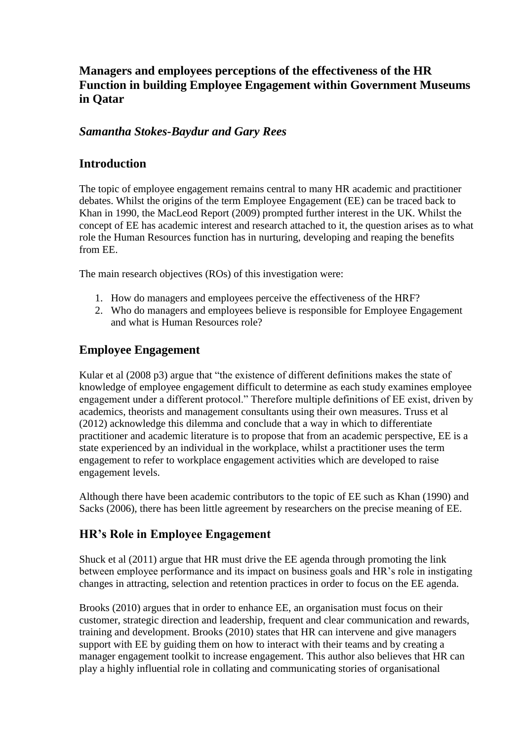# Managers and employees perceptions of the effectiveness of the HR Function in building Employee Engagement within Government Museums in Qatar

## *Samantha Stokes-Baydur and Gary Rees*

## Introduction

The topic of employee engagement remains central to many HR academic and practitioner debates. Whilst the origins of the term Employee Engagement (EE) can be traced back to Khan in 1990, the MacLeod Report (2009) prompted further interest in the UK. Whilst the concept of EE has academic interest and research attached to it, the question arises as to what role the Human Resources function has in nurturing, developing and reaping the benefits from EE.

The main research objectives (ROs) of this investigation were:

1. How do managers and employees perceive the effectiveness of the HRF?
2. Who do managers and employees believe is responsible for Employee Engagement and what is Human Resources role?

## Employee Engagement

Kular et al (2008 p3) argue that "the existence of different definitions makes the state of knowledge of employee engagement difficult to determine as each study examines employee engagement under a different protocol." Therefore multiple definitions of EE exist, driven by academics, theorists and management consultants using their own measures. Truss et al (2012) acknowledge this dilemma and conclude that a way in which to differentiate practitioner and academic literature is to propose that from an academic perspective, EE is a state experienced by an individual in the workplace, whilst a practitioner uses the term engagement to refer to workplace engagement activities which are developed to raise engagement levels.

Although there have been academic contributors to the topic of EE such as Khan (1990) and Sacks (2006), there has been little agreement by researchers on the precise meaning of EE.

## HR's Role in Employee Engagement

Shuck et al (2011) argue that HR must drive the EE agenda through promoting the link between employee performance and its impact on business goals and HR's role in instigating changes in attracting, selection and retention practices in order to focus on the EE agenda.

Brooks (2010) argues that in order to enhance EE, an organisation must focus on their customer, strategic direction and leadership, frequent and clear communication and rewards, training and development. Brooks (2010) states that HR can intervene and give managers support with EE by guiding them on how to interact with their teams and by creating a manager engagement toolkit to increase engagement. This author also believes that HR can play a highly influential role in collating and communicating stories of organisational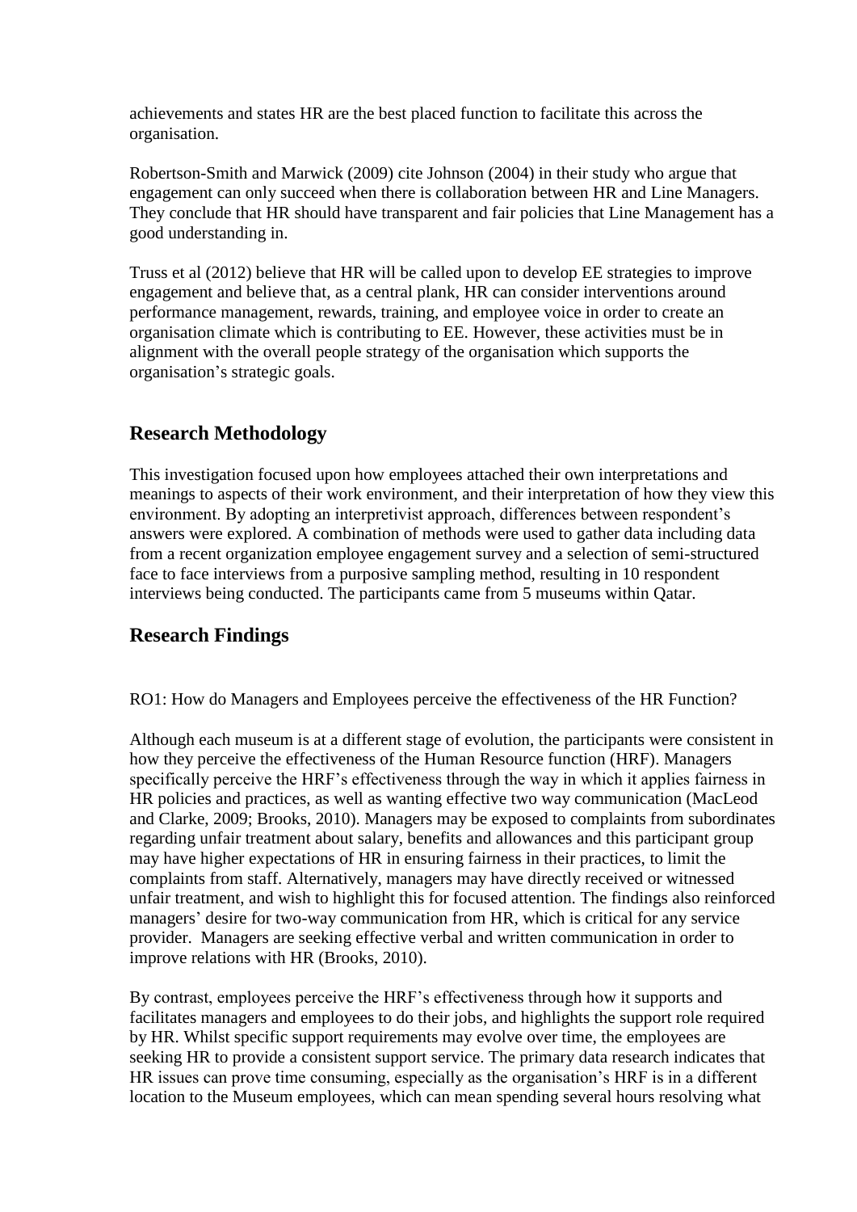achievements and states HR are the best placed function to facilitate this across the organisation.

Robertson-Smith and Marwick (2009) cite Johnson (2004) in their study who argue that engagement can only succeed when there is collaboration between HR and Line Managers. They conclude that HR should have transparent and fair policies that Line Management has a good understanding in.

Truss et al (2012) believe that HR will be called upon to develop EE strategies to improve engagement and believe that, as a central plank, HR can consider interventions around performance management, rewards, training, and employee voice in order to create an organisation climate which is contributing to EE. However, these activities must be in alignment with the overall people strategy of the organisation which supports the organisation's strategic goals.

## Research Methodology

This investigation focused upon how employees attached their own interpretations and meanings to aspects of their work environment, and their interpretation of how they view this environment. By adopting an interpretivist approach, differences between respondent's answers were explored. A combination of methods were used to gather data including data from a recent organization employee engagement survey and a selection of semi-structured face to face interviews from a purposive sampling method, resulting in 10 respondent interviews being conducted. The participants came from 5 museums within Qatar.

## Research Findings

RO1: How do Managers and Employees perceive the effectiveness of the HR Function?

Although each museum is at a different stage of evolution, the participants were consistent in how they perceive the effectiveness of the Human Resource function (HRF). Managers specifically perceive the HRF's effectiveness through the way in which it applies fairness in HR policies and practices, as well as wanting effective two way communication (MacLeod and Clarke, 2009; Brooks, 2010). Managers may be exposed to complaints from subordinates regarding unfair treatment about salary, benefits and allowances and this participant group may have higher expectations of HR in ensuring fairness in their practices, to limit the complaints from staff. Alternatively, managers may have directly received or witnessed unfair treatment, and wish to highlight this for focused attention. The findings also reinforced managers' desire for two-way communication from HR, which is critical for any service provider. Managers are seeking effective verbal and written communication in order to improve relations with HR (Brooks, 2010).

By contrast, employees perceive the HRF's effectiveness through how it supports and facilitates managers and employees to do their jobs, and highlights the support role required by HR. Whilst specific support requirements may evolve over time, the employees are seeking HR to provide a consistent support service. The primary data research indicates that HR issues can prove time consuming, especially as the organisation's HRF is in a different location to the Museum employees, which can mean spending several hours resolving what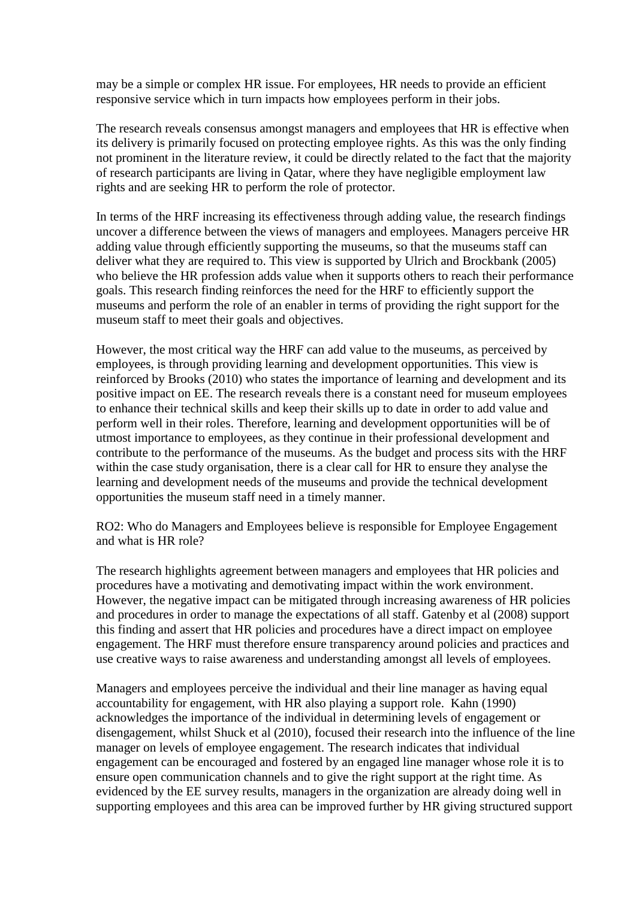may be a simple or complex HR issue. For employees, HR needs to provide an efficient responsive service which in turn impacts how employees perform in their jobs.

The research reveals consensus amongst managers and employees that HR is effective when its delivery is primarily focused on protecting employee rights. As this was the only finding not prominent in the literature review, it could be directly related to the fact that the majority of research participants are living in Qatar, where they have negligible employment law rights and are seeking HR to perform the role of protector.

In terms of the HRF increasing its effectiveness through adding value, the research findings uncover a difference between the views of managers and employees. Managers perceive HR adding value through efficiently supporting the museums, so that the museums staff can deliver what they are required to. This view is supported by Ulrich and Brockbank (2005) who believe the HR profession adds value when it supports others to reach their performance goals. This research finding reinforces the need for the HRF to efficiently support the museums and perform the role of an enabler in terms of providing the right support for the museum staff to meet their goals and objectives.

However, the most critical way the HRF can add value to the museums, as perceived by employees, is through providing learning and development opportunities. This view is reinforced by Brooks (2010) who states the importance of learning and development and its positive impact on EE. The research reveals there is a constant need for museum employees to enhance their technical skills and keep their skills up to date in order to add value and perform well in their roles. Therefore, learning and development opportunities will be of utmost importance to employees, as they continue in their professional development and contribute to the performance of the museums. As the budget and process sits with the HRF within the case study organisation, there is a clear call for HR to ensure they analyse the learning and development needs of the museums and provide the technical development opportunities the museum staff need in a timely manner.

RO2: Who do Managers and Employees believe is responsible for Employee Engagement and what is HR role?

The research highlights agreement between managers and employees that HR policies and procedures have a motivating and demotivating impact within the work environment. However, the negative impact can be mitigated through increasing awareness of HR policies and procedures in order to manage the expectations of all staff. Gatenby et al (2008) support this finding and assert that HR policies and procedures have a direct impact on employee engagement. The HRF must therefore ensure transparency around policies and practices and use creative ways to raise awareness and understanding amongst all levels of employees.

Managers and employees perceive the individual and their line manager as having equal accountability for engagement, with HR also playing a support role. Kahn (1990) acknowledges the importance of the individual in determining levels of engagement or disengagement, whilst Shuck et al (2010), focused their research into the influence of the line manager on levels of employee engagement. The research indicates that individual engagement can be encouraged and fostered by an engaged line manager whose role it is to ensure open communication channels and to give the right support at the right time. As evidenced by the EE survey results, managers in the organization are already doing well in supporting employees and this area can be improved further by HR giving structured support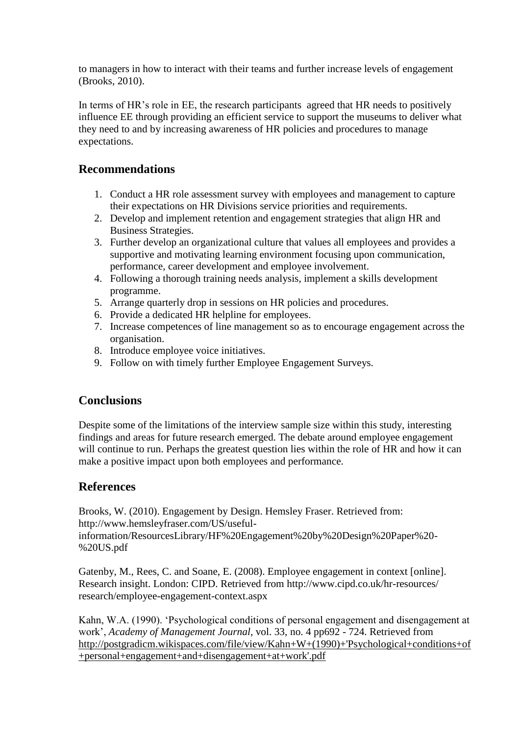to managers in how to interact with their teams and further increase levels of engagement (Brooks, 2010).

In terms of HR's role in EE, the research participants agreed that HR needs to positively influence EE through providing an efficient service to support the museums to deliver what they need to and by increasing awareness of HR policies and procedures to manage expectations.

## Recommendations

1. Conduct a HR role assessment survey with employees and management to capture their expectations on HR Divisions service priorities and requirements.
2. Develop and implement retention and engagement strategies that align HR and Business Strategies.
3. Further develop an organizational culture that values all employees and provides a supportive and motivating learning environment focusing upon communication, performance, career development and employee involvement.
4. Following a thorough training needs analysis, implement a skills development programme.
5. Arrange quarterly drop in sessions on HR policies and procedures.
6. Provide a dedicated HR helpline for employees.
7. Increase competences of line management so as to encourage engagement across the organisation.
8. Introduce employee voice initiatives.
9. Follow on with timely further Employee Engagement Surveys.

## Conclusions

Despite some of the limitations of the interview sample size within this study, interesting findings and areas for future research emerged. The debate around employee engagement will continue to run. Perhaps the greatest question lies within the role of HR and how it can make a positive impact upon both employees and performance.

## References

Brooks, W. (2010). Engagement by Design. Hemsley Fraser. Retrieved from: http://www.hemsleyfraser.com/US/useful-information/ResourcesLibrary/HF%20Engagement%20by%20Design%20Paper%20-%20US.pdf

Gatenby, M., Rees, C. and Soane, E. (2008). Employee engagement in context [online]. Research insight. London: CIPD. Retrieved from http://www.cipd.co.uk/hr-resources/research/employee-engagement-context.aspx

Kahn, W.A. (1990). 'Psychological conditions of personal engagement and disengagement at work', *Academy of Management Journal*, vol. 33, no. 4 pp692 - 724. Retrieved from http://postgradicm.wikispaces.com/file/view/Kahn+W+(1990)+'Psychological+conditions+of+personal+engagement+and+disengagement+at+work'.pdf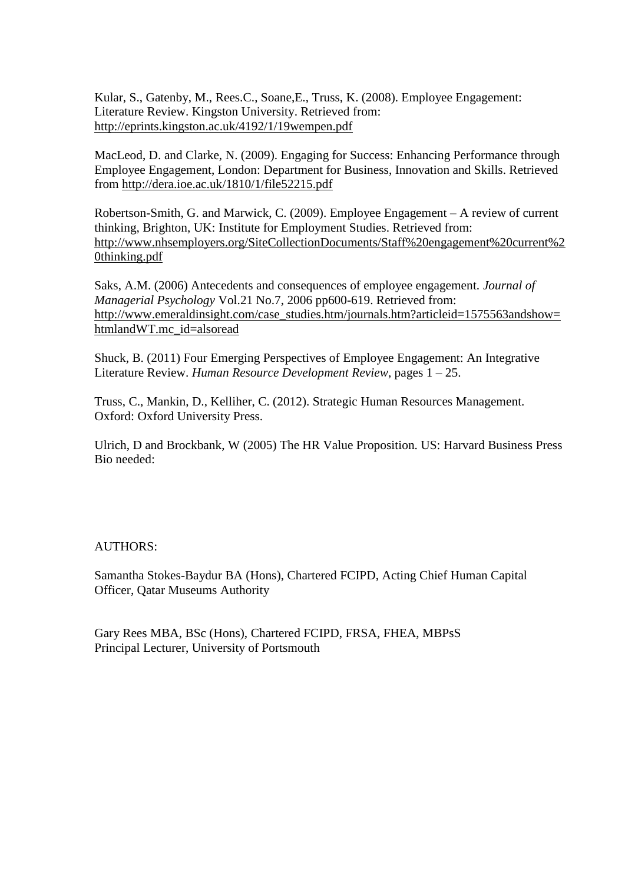Kular, S., Gatenby, M., Rees.C., Soane,E., Truss, K. (2008). Employee Engagement: Literature Review. Kingston University. Retrieved from: http://eprints.kingston.ac.uk/4192/1/19wempen.pdf

MacLeod, D. and Clarke, N. (2009). Engaging for Success: Enhancing Performance through Employee Engagement, London: Department for Business, Innovation and Skills. Retrieved from http://dera.ioe.ac.uk/1810/1/file52215.pdf

Robertson-Smith, G. and Marwick, C. (2009). Employee Engagement – A review of current thinking, Brighton, UK: Institute for Employment Studies. Retrieved from: http://www.nhsemployers.org/SiteCollectionDocuments/Staff%20engagement%20current%20thinking.pdf

Saks, A.M. (2006) Antecedents and consequences of employee engagement. *Journal of Managerial Psychology* Vol.21 No.7, 2006 pp600-619. Retrieved from: http://www.emeraldinsight.com/case_studies.htm/journals.htm?articleid=1575563andshow=htmlandWT.mc_id=alsoread

Shuck, B. (2011) Four Emerging Perspectives of Employee Engagement: An Integrative Literature Review. *Human Resource Development Review*, pages 1 – 25.

Truss, C., Mankin, D., Kelliher, C. (2012). Strategic Human Resources Management. Oxford: Oxford University Press.

Ulrich, D and Brockbank, W (2005) The HR Value Proposition. US: Harvard Business Press
Bio needed:

AUTHORS:

Samantha Stokes-Baydur BA (Hons), Chartered FCIPD, Acting Chief Human Capital Officer, Qatar Museums Authority

Gary Rees MBA, BSc (Hons), Chartered FCIPD, FRSA, FHEA, MBPsS
Principal Lecturer, University of Portsmouth